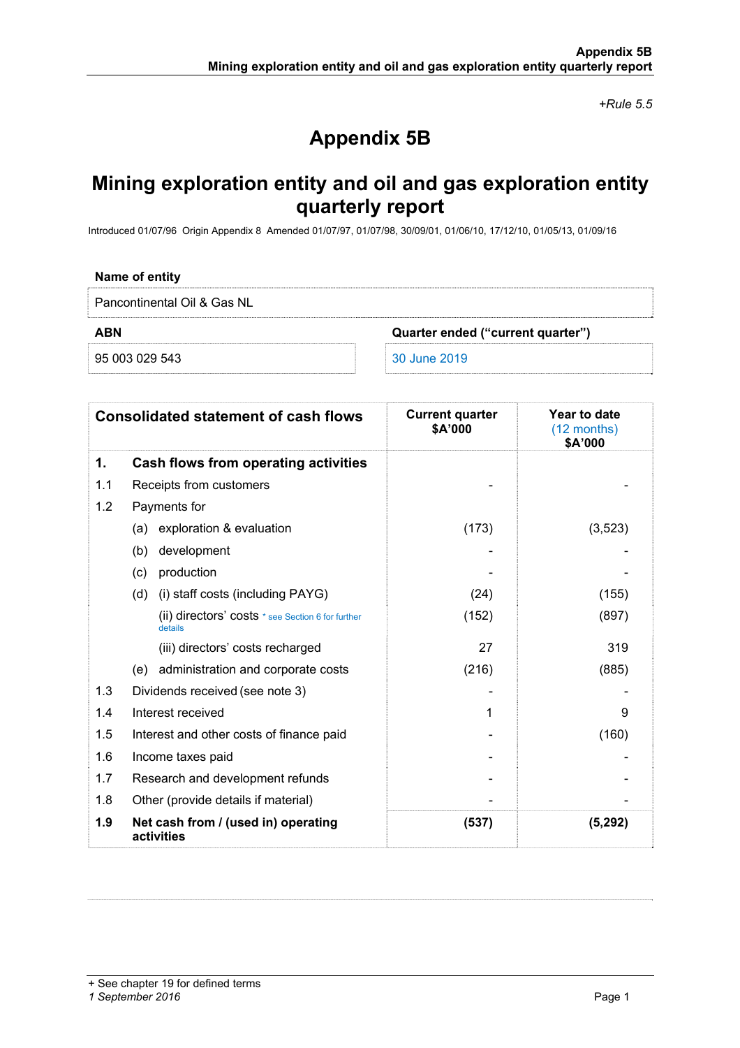*+Rule 5.5*

# Appendix 5B

## Mining exploration entity and oil and gas exploration entity quarterly report

Introduced 01/07/96 Origin Appendix 8 Amended 01/07/97, 01/07/98, 30/09/01, 01/06/10, 17/12/10, 01/05/13, 01/09/16

| Name of entity | |
|---|---|
| Pancontinental Oil & Gas NL | |
| **ABN** | **Quarter ended ("current quarter")** |
| 95 003 029 543 | 30 June 2019 |

| **Consolidated statement of cash flows** | | **Current quarter $A'000** | **Year to date (12 months) $A'000** |
|---|---|---|---|
| **1.** | **Cash flows from operating activities** | | |
| 1.1 | Receipts from customers | - | - |
| 1.2 | Payments for | | |
| | (a) exploration & evaluation | (173) | (3,523) |
| | (b) development | - | - |
| | (c) production | - | - |
| | (d) (i) staff costs (including PAYG) | (24) | (155) |
| | (ii) directors' costs * see Section 6 for further details | (152) | (897) |
| | (iii) directors' costs recharged | 27 | 319 |
| | (e) administration and corporate costs | (216) | (885) |
| 1.3 | Dividends received (see note 3) | - | - |
| 1.4 | Interest received | 1 | 9 |
| 1.5 | Interest and other costs of finance paid | - | (160) |
| 1.6 | Income taxes paid | - | - |
| 1.7 | Research and development refunds | - | - |
| 1.8 | Other (provide details if material) | - | - |
| **1.9** | **Net cash from / (used in) operating activities** | **(537)** | **(5,292)** |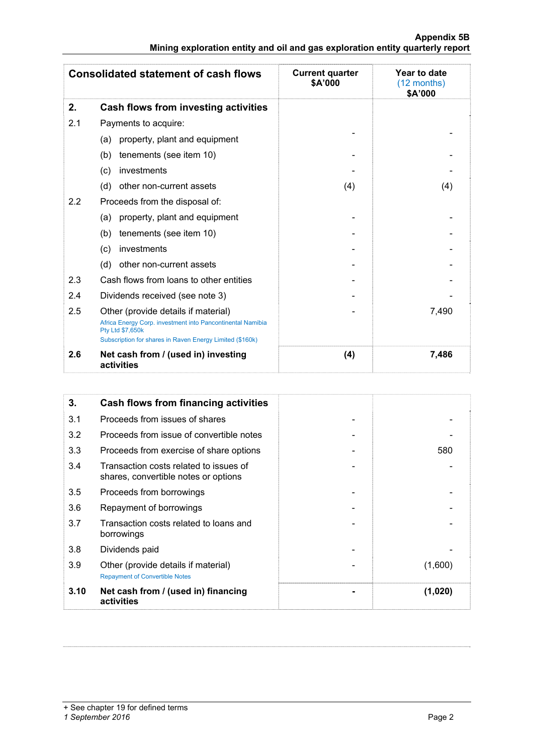## Appendix 5B
### Mining exploration entity and oil and gas exploration entity quarterly report

| | Consolidated statement of cash flows | Current quarter $A'000 | Year to date (12 months) $A'000 |
|---|---|---|---|
| **2.** | **Cash flows from investing activities** | | |
| 2.1 | Payments to acquire: | | |
| | (a) property, plant and equipment | - | - |
| | (b) tenements (see item 10) | - | - |
| | (c) investments | - | - |
| | (d) other non-current assets | (4) | (4) |
| 2.2 | Proceeds from the disposal of: | | |
| | (a) property, plant and equipment | - | - |
| | (b) tenements (see item 10) | - | - |
| | (c) investments | - | - |
| | (d) other non-current assets | - | - |
| 2.3 | Cash flows from loans to other entities | - | - |
| 2.4 | Dividends received (see note 3) | - | - |
| 2.5 | Other (provide details if material)<br>Africa Energy Corp. investment into Pancontinental Namibia Pty Ltd $7,650k<br>Subscription for shares in Raven Energy Limited ($160k) | - | 7,490 |
| **2.6** | **Net cash from / (used in) investing activities** | **(4)** | **7,486** |

| | | Current quarter $A'000 | Year to date (12 months) $A'000 |
|---|---|---|---|
| **3.** | **Cash flows from financing activities** | | |
| 3.1 | Proceeds from issues of shares | - | - |
| 3.2 | Proceeds from issue of convertible notes | - | - |
| 3.3 | Proceeds from exercise of share options | - | 580 |
| 3.4 | Transaction costs related to issues of shares, convertible notes or options | - | - |
| 3.5 | Proceeds from borrowings | - | - |
| 3.6 | Repayment of borrowings | - | - |
| 3.7 | Transaction costs related to loans and borrowings | - | - |
| 3.8 | Dividends paid | - | - |
| 3.9 | Other (provide details if material)<br>Repayment of Convertible Notes | - | (1,600) |
| **3.10** | **Net cash from / (used in) financing activities** | **-** | **(1,020)** |

+ See chapter 19 for defined terms
*1 September 2016*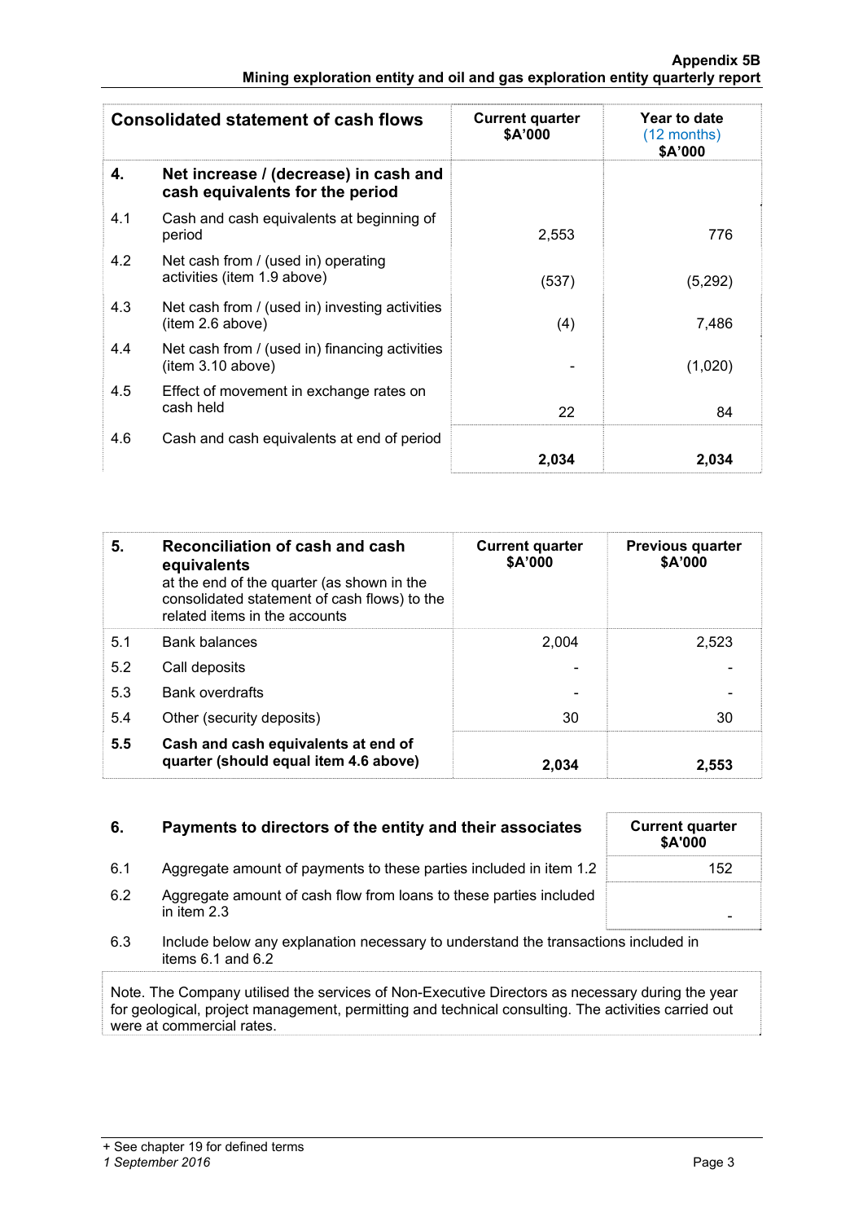| Consolidated statement of cash flows | | Current quarter $A'000 | Year to date (12 months) $A'000 |
|---|---|---|---|
| **4.** | **Net increase / (decrease) in cash and cash equivalents for the period** | | |
| 4.1 | Cash and cash equivalents at beginning of period | 2,553 | 776 |
| 4.2 | Net cash from / (used in) operating activities (item 1.9 above) | (537) | (5,292) |
| 4.3 | Net cash from / (used in) investing activities (item 2.6 above) | (4) | 7,486 |
| 4.4 | Net cash from / (used in) financing activities (item 3.10 above) | - | (1,020) |
| 4.5 | Effect of movement in exchange rates on cash held | 22 | 84 |
| 4.6 | Cash and cash equivalents at end of period | **2,034** | **2,034** |

| **5.** | **Reconciliation of cash and cash equivalents** at the end of the quarter (as shown in the consolidated statement of cash flows) to the related items in the accounts | Current quarter $A'000 | Previous quarter $A'000 |
|---|---|---|---|
| 5.1 | Bank balances | 2,004 | 2,523 |
| 5.2 | Call deposits | - | - |
| 5.3 | Bank overdrafts | - | - |
| 5.4 | Other (security deposits) | 30 | 30 |
| **5.5** | **Cash and cash equivalents at end of quarter (should equal item 4.6 above)** | **2,034** | **2,553** |

| **6.** | **Payments to directors of the entity and their associates** | Current quarter $A'000 |
|---|---|---|
| 6.1 | Aggregate amount of payments to these parties included in item 1.2 | 152 |
| 6.2 | Aggregate amount of cash flow from loans to these parties included in item 2.3 | - |

6.3 Include below any explanation necessary to understand the transactions included in items 6.1 and 6.2

Note. The Company utilised the services of Non-Executive Directors as necessary during the year for geological, project management, permitting and technical consulting. The activities carried out were at commercial rates.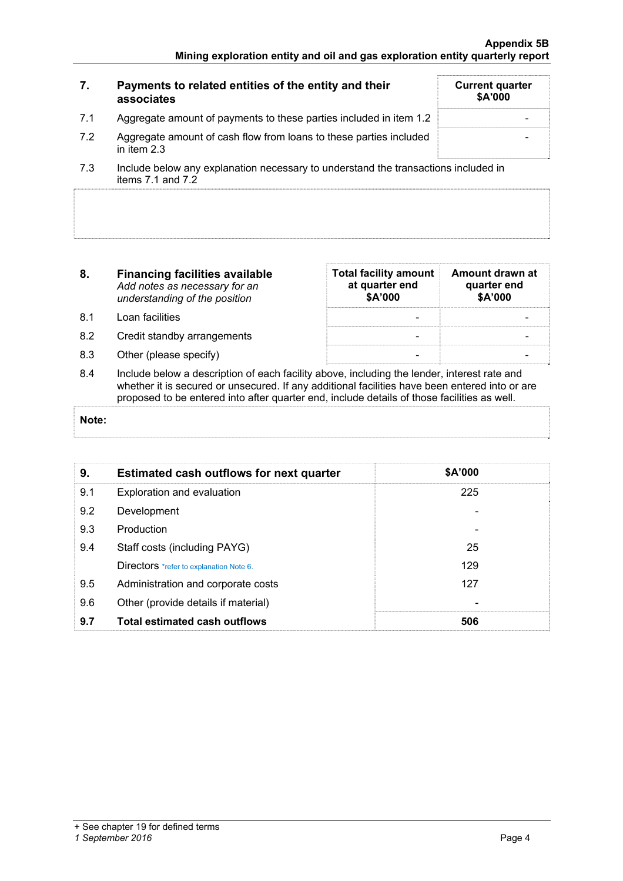| 7. | Payments to related entities of the entity and their associates | Current quarter $A'000 |
|---|---|---|
| 7.1 | Aggregate amount of payments to these parties included in item 1.2 | - |
| 7.2 | Aggregate amount of cash flow from loans to these parties included in item 2.3 | - |

7.3 Include below any explanation necessary to understand the transactions included in items 7.1 and 7.2

| 8. | **Financing facilities available** *Add notes as necessary for an understanding of the position* | Total facility amount at quarter end $A'000 | Amount drawn at quarter end $A'000 |
|---|---|---|---|
| 8.1 | Loan facilities | - | - |
| 8.2 | Credit standby arrangements | - | - |
| 8.3 | Other (please specify) | - | - |

8.4 Include below a description of each facility above, including the lender, interest rate and whether it is secured or unsecured. If any additional facilities have been entered into or are proposed to be entered into after quarter end, include details of those facilities as well.

**Note:**

| 9. | Estimated cash outflows for next quarter | $A'000 |
|---|---|---|
| 9.1 | Exploration and evaluation | 225 |
| 9.2 | Development | - |
| 9.3 | Production | - |
| 9.4 | Staff costs (including PAYG) | 25 |
| | Directors *refer to explanation Note 6. | 129 |
| 9.5 | Administration and corporate costs | 127 |
| 9.6 | Other (provide details if material) | - |
| **9.7** | **Total estimated cash outflows** | **506** |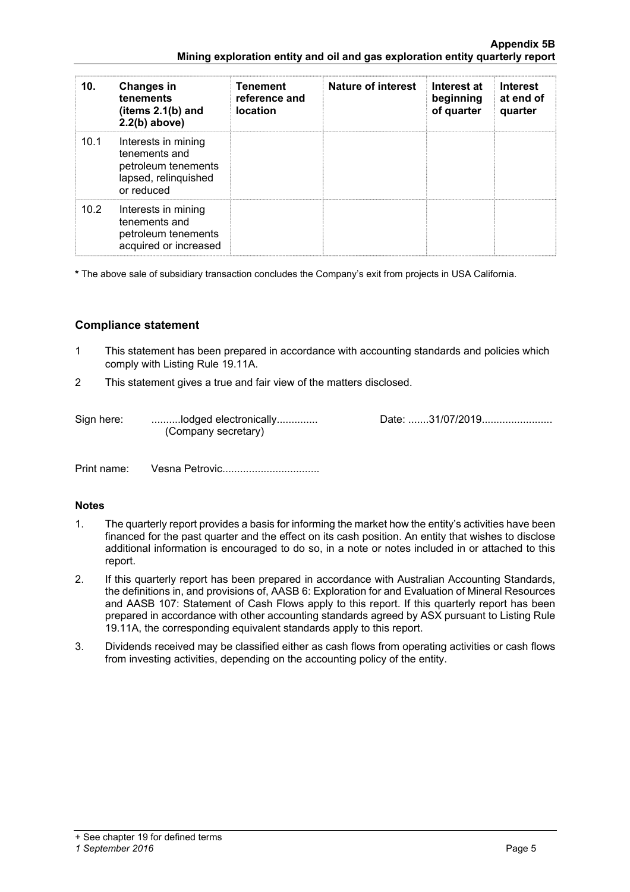| 10. | Changes in tenements (items 2.1(b) and 2.2(b) above) | Tenement reference and location | Nature of interest | Interest at beginning of quarter | Interest at end of quarter |
|---|---|---|---|---|---|
| 10.1 | Interests in mining tenements and petroleum tenements lapsed, relinquished or reduced | | | | |
| 10.2 | Interests in mining tenements and petroleum tenements acquired or increased | | | | |

**\*** The above sale of subsidiary transaction concludes the Company's exit from projects in USA California.

## Compliance statement

1 This statement has been prepared in accordance with accounting standards and policies which comply with Listing Rule 19.11A.

2 This statement gives a true and fair view of the matters disclosed.

Sign here: ..........lodged electronically.............. Date: .......31/07/2019........................
(Company secretary)

Print name: Vesna Petrovic.................................

### Notes

1. The quarterly report provides a basis for informing the market how the entity's activities have been financed for the past quarter and the effect on its cash position. An entity that wishes to disclose additional information is encouraged to do so, in a note or notes included in or attached to this report.
2. If this quarterly report has been prepared in accordance with Australian Accounting Standards, the definitions in, and provisions of, AASB 6: Exploration for and Evaluation of Mineral Resources and AASB 107: Statement of Cash Flows apply to this report. If this quarterly report has been prepared in accordance with other accounting standards agreed by ASX pursuant to Listing Rule 19.11A, the corresponding equivalent standards apply to this report.
3. Dividends received may be classified either as cash flows from operating activities or cash flows from investing activities, depending on the accounting policy of the entity.